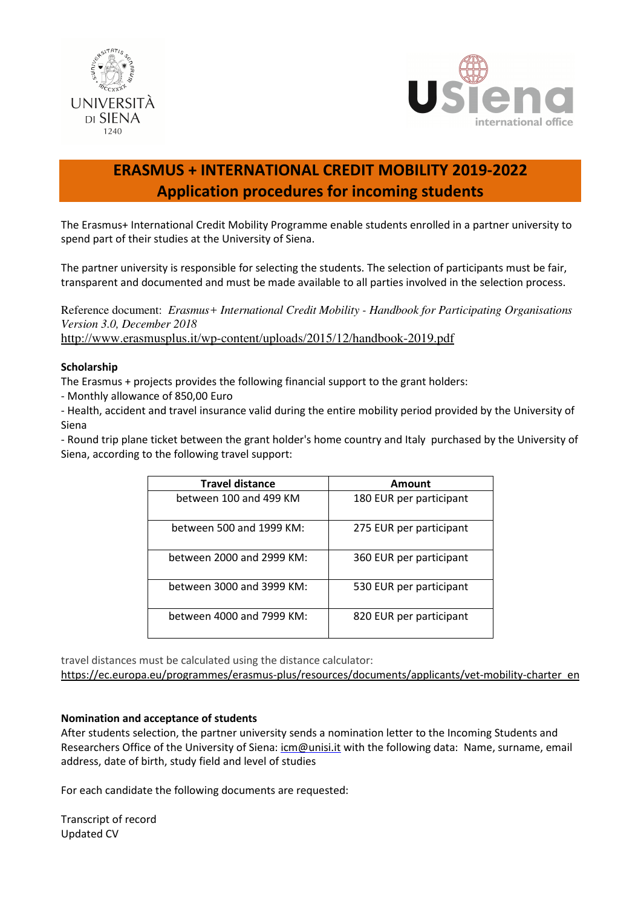# ERASMUS + INTERNATIONAL CREDIT MOBILITY 2019-2022
## Application procedures for incoming students

The Erasmus+ International Credit Mobility Programme enable students enrolled in a partner university to spend part of their studies at the University of Siena.

The partner university is responsible for selecting the students. The selection of participants must be fair, transparent and documented and must be made available to all parties involved in the selection process.

Reference document: *Erasmus+ International Credit Mobility - Handbook for Participating Organisations Version 3.0, December 2018*
http://www.erasmusplus.it/wp-content/uploads/2015/12/handbook-2019.pdf

**Scholarship**

The Erasmus + projects provides the following financial support to the grant holders:

- Monthly allowance of 850,00 Euro
- Health, accident and travel insurance valid during the entire mobility period provided by the University of Siena
- Round trip plane ticket between the grant holder's home country and Italy purchased by the University of Siena, according to the following travel support:

| Travel distance | Amount |
|---|---|
| between 100 and 499 KM | 180 EUR per participant |
| between 500 and 1999 KM: | 275 EUR per participant |
| between 2000 and 2999 KM: | 360 EUR per participant |
| between 3000 and 3999 KM: | 530 EUR per participant |
| between 4000 and 7999 KM: | 820 EUR per participant |

travel distances must be calculated using the distance calculator:
https://ec.europa.eu/programmes/erasmus-plus/resources/documents/applicants/vet-mobility-charter_en

**Nomination and acceptance of students**

After students selection, the partner university sends a nomination letter to the Incoming Students and Researchers Office of the University of Siena: icm@unisi.it with the following data: Name, surname, email address, date of birth, study field and level of studies

For each candidate the following documents are requested:

Transcript of record
Updated CV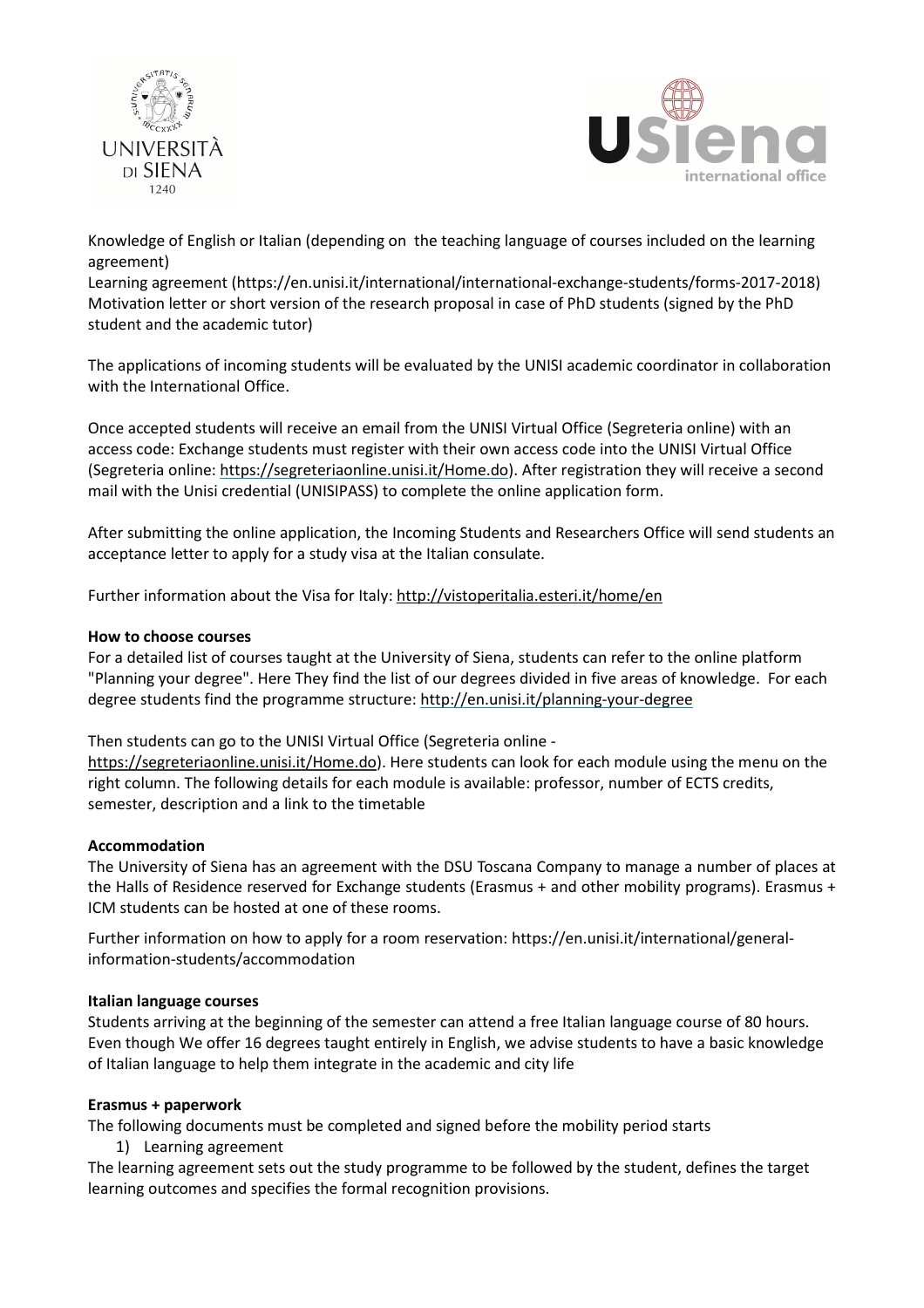Knowledge of English or Italian (depending on the teaching language of courses included on the learning agreement)
Learning agreement (https://en.unisi.it/international/international-exchange-students/forms-2017-2018)
Motivation letter or short version of the research proposal in case of PhD students (signed by the PhD student and the academic tutor)

The applications of incoming students will be evaluated by the UNISI academic coordinator in collaboration with the International Office.

Once accepted students will receive an email from the UNISI Virtual Office (Segreteria online) with an access code: Exchange students must register with their own access code into the UNISI Virtual Office (Segreteria online: https://segreteriaonline.unisi.it/Home.do). After registration they will receive a second mail with the Unisi credential (UNISIPASS) to complete the online application form.

After submitting the online application, the Incoming Students and Researchers Office will send students an acceptance letter to apply for a study visa at the Italian consulate.

Further information about the Visa for Italy: http://vistoperitalia.esteri.it/home/en

**How to choose courses**
For a detailed list of courses taught at the University of Siena, students can refer to the online platform "Planning your degree". Here They find the list of our degrees divided in five areas of knowledge. For each degree students find the programme structure: http://en.unisi.it/planning-your-degree

Then students can go to the UNISI Virtual Office (Segreteria online - https://segreteriaonline.unisi.it/Home.do). Here students can look for each module using the menu on the right column. The following details for each module is available: professor, number of ECTS credits, semester, description and a link to the timetable

**Accommodation**
The University of Siena has an agreement with the DSU Toscana Company to manage a number of places at the Halls of Residence reserved for Exchange students (Erasmus + and other mobility programs). Erasmus + ICM students can be hosted at one of these rooms.

Further information on how to apply for a room reservation: https://en.unisi.it/international/general-information-students/accommodation

**Italian language courses**
Students arriving at the beginning of the semester can attend a free Italian language course of 80 hours. Even though We offer 16 degrees taught entirely in English, we advise students to have a basic knowledge of Italian language to help them integrate in the academic and city life

**Erasmus + paperwork**
The following documents must be completed and signed before the mobility period starts

1) Learning agreement

The learning agreement sets out the study programme to be followed by the student, defines the target learning outcomes and specifies the formal recognition provisions.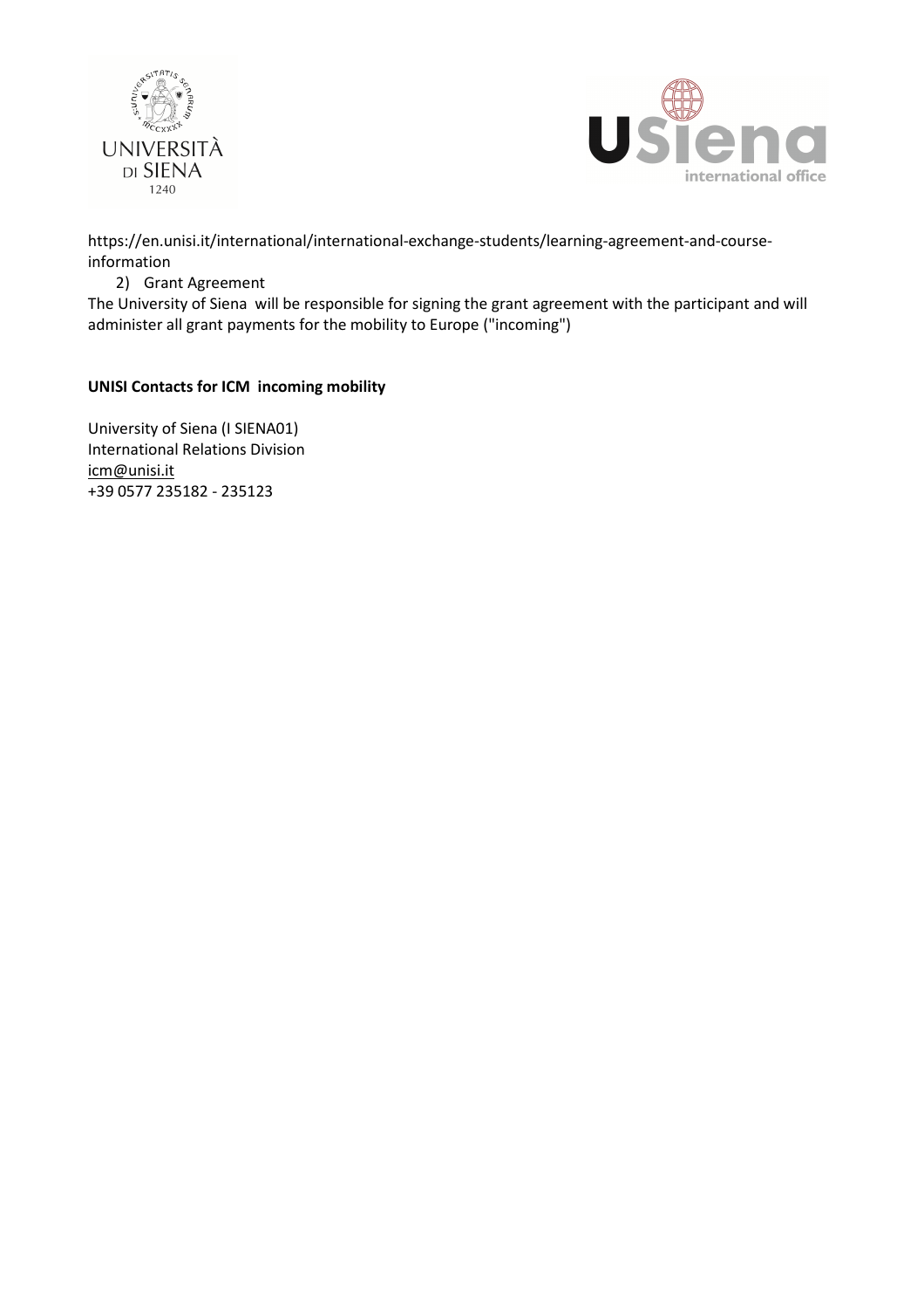https://en.unisi.it/international/international-exchange-students/learning-agreement-and-course-information

2) Grant Agreement

The University of Siena will be responsible for signing the grant agreement with the participant and will administer all grant payments for the mobility to Europe ("incoming")

**UNISI Contacts for ICM incoming mobility**

University of Siena (I SIENA01)
International Relations Division
icm@unisi.it
+39 0577 235182 - 235123